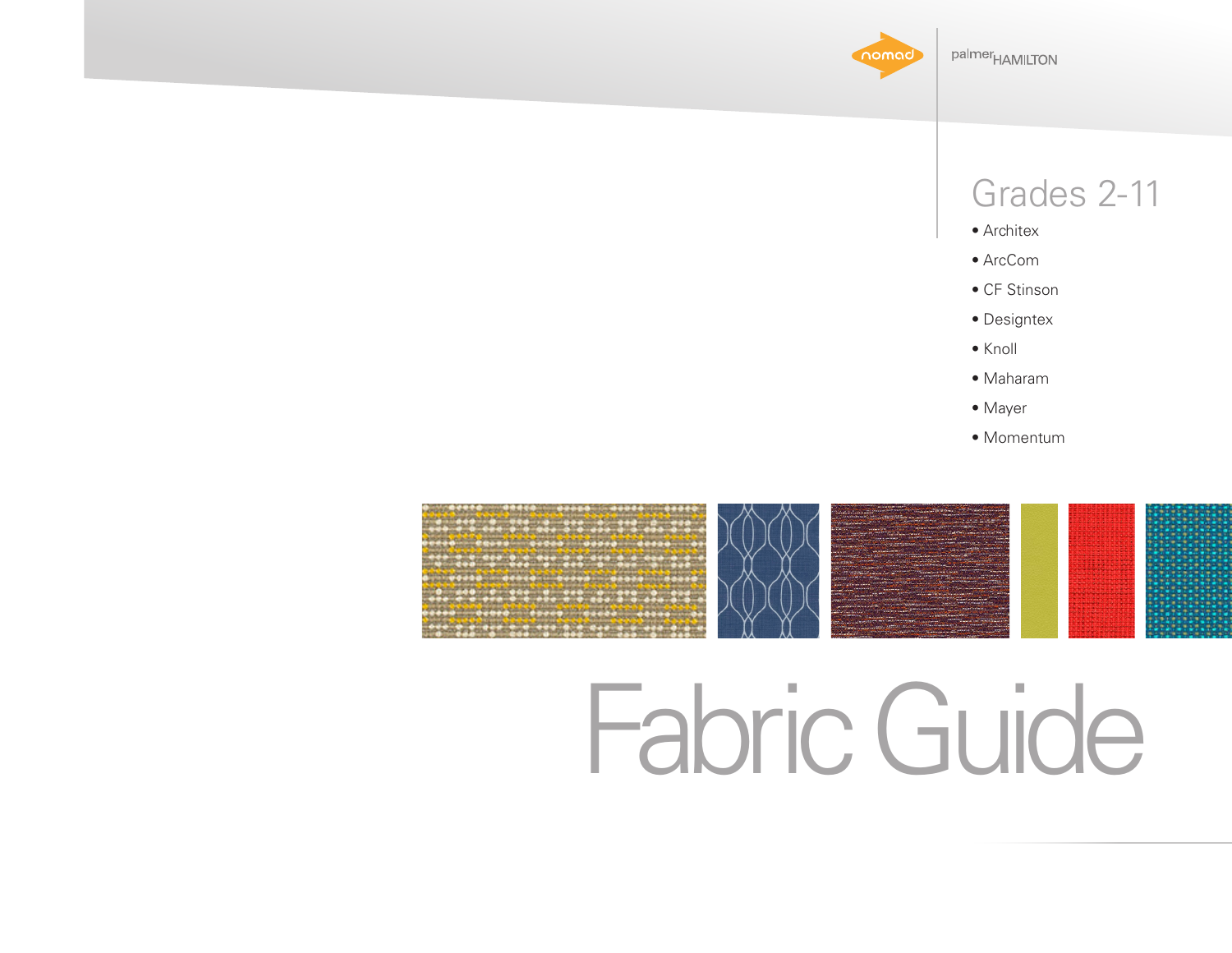nomad | palmerHAMILTON

## Grades 2-11

- Architex
- ArcCom
- CF Stinson
- Designtex
- Knoll
- Maharam
- Mayer
- Momentum

# Fabric Guide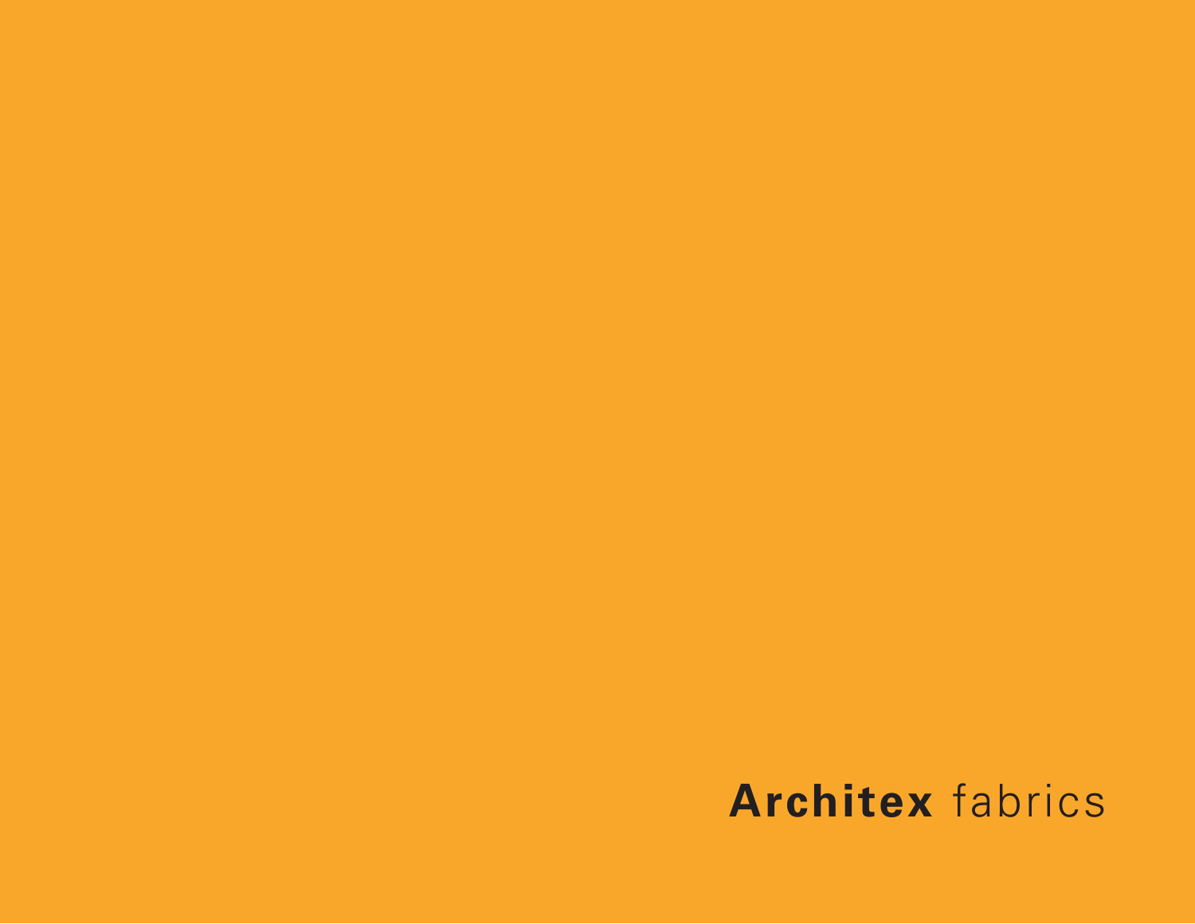**Architex** fabrics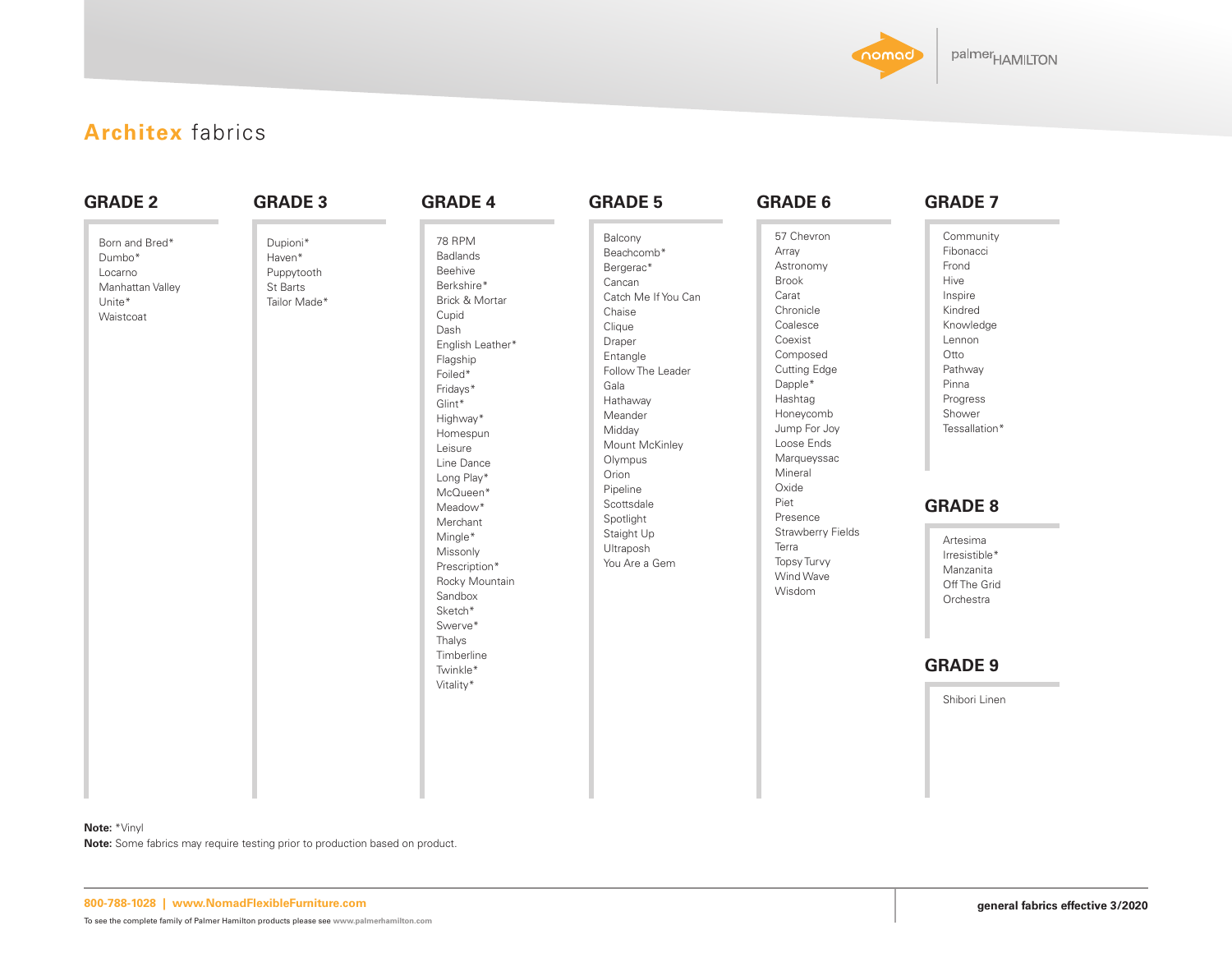# **Architex** fabrics

## GRADE 2

Born and Bred*
Dumbo*
Locarno
Manhattan Valley
Unite*
Waistcoat

## GRADE 3

Dupioni*
Haven*
Puppytooth
St Barts
Tailor Made*

## GRADE 4

78 RPM
Badlands
Beehive
Berkshire*
Brick & Mortar
Cupid
Dash
English Leather*
Flagship
Foiled*
Fridays*
Glint*
Highway*
Homespun
Leisure
Line Dance
Long Play*
McQueen*
Meadow*
Merchant
Mingle*
Missonly
Prescription*
Rocky Mountain
Sandbox
Sketch*
Swerve*
Thalys
Timberline
Twinkle*
Vitality*

## GRADE 5

Balcony
Beachcomb*
Bergerac*
Cancan
Catch Me If You Can
Chaise
Clique
Draper
Entangle
Follow The Leader
Gala
Hathaway
Meander
Midday
Mount McKinley
Olympus
Orion
Pipeline
Scottsdale
Spotlight
Staight Up
Ultraposh
You Are a Gem

## GRADE 6

57 Chevron
Array
Astronomy
Brook
Carat
Chronicle
Coalesce
Coexist
Composed
Cutting Edge
Dapple*
Hashtag
Honeycomb
Jump For Joy
Loose Ends
Marqueyssac
Mineral
Oxide
Piet
Presence
Strawberry Fields
Terra
Topsy Turvy
Wind Wave
Wisdom

## GRADE 7

Community
Fibonacci
Frond
Hive
Inspire
Kindred
Knowledge
Lennon
Otto
Pathway
Pinna
Progress
Shower
Tessallation*

## GRADE 8

Artesima
Irresistible*
Manzanita
Off The Grid
Orchestra

## GRADE 9

Shibori Linen

**Note:** *Vinyl
**Note:** Some fabrics may require testing prior to production based on product.

800-788-1028 | www.NomadFlexibleFurniture.com

To see the complete family of Palmer Hamilton products please see www.palmerhamilton.com

**general fabrics effective 3/2020**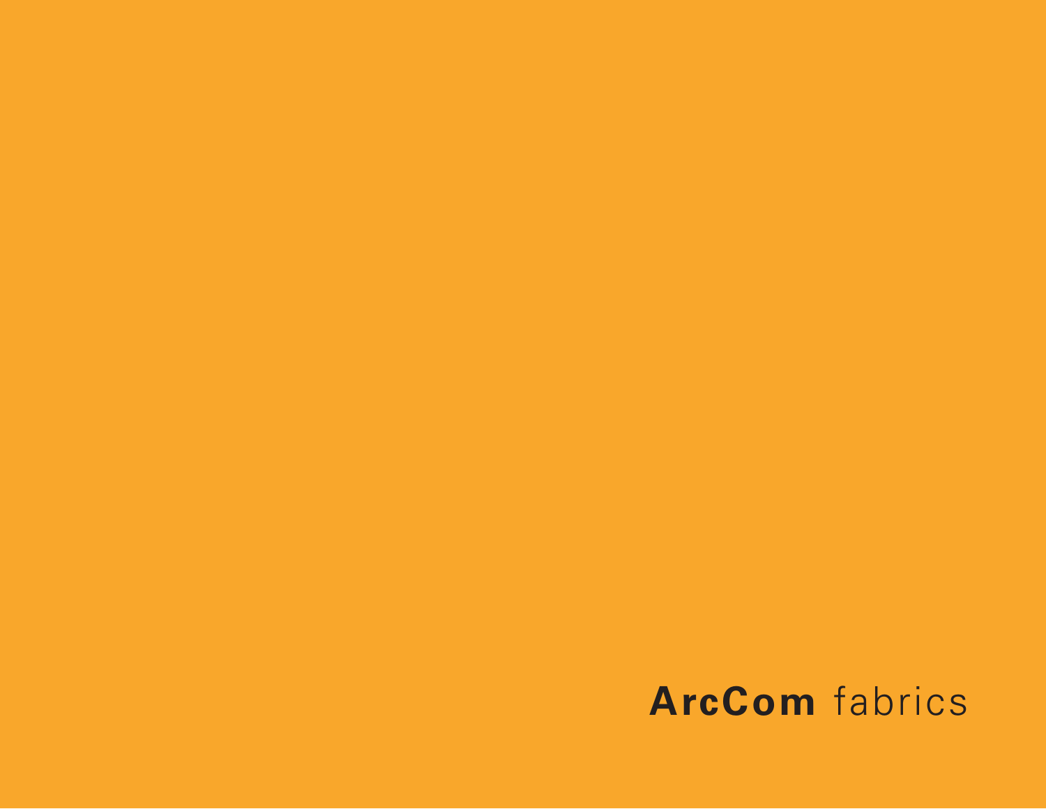**ArcCom** fabrics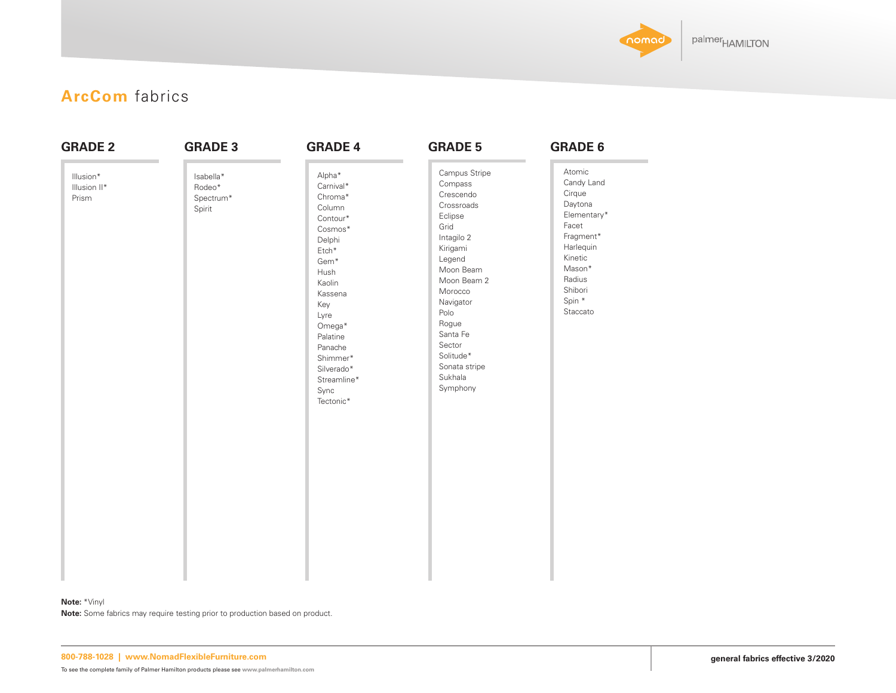# ArcCom fabrics

## GRADE 2

- Illusion*
- Illusion II*
- Prism

## GRADE 3

- Isabella*
- Rodeo*
- Spectrum*
- Spirit

## GRADE 4

- Alpha*
- Carnival*
- Chroma*
- Column
- Contour*
- Cosmos*
- Delphi
- Etch*
- Gem*
- Hush
- Kaolin
- Kassena
- Key
- Lyre
- Omega*
- Palatine
- Panache
- Shimmer*
- Silverado*
- Streamline*
- Sync
- Tectonic*

## GRADE 5

- Campus Stripe
- Compass
- Crescendo
- Crossroads
- Eclipse
- Grid
- Intagilo 2
- Kirigami
- Legend
- Moon Beam
- Moon Beam 2
- Morocco
- Navigator
- Polo
- Rogue
- Santa Fe
- Sector
- Solitude*
- Sonata stripe
- Sukhala
- Symphony

## GRADE 6

- Atomic
- Candy Land
- Cirque
- Daytona
- Elementary*
- Facet
- Fragment*
- Harlequin
- Kinetic
- Mason*
- Radius
- Shibori
- Spin *
- Staccato

**Note:** *Vinyl

**Note:** Some fabrics may require testing prior to production based on product.

800-788-1028 | www.NomadFlexibleFurniture.com

To see the complete family of Palmer Hamilton products please see www.palmerhamilton.com

**general fabrics effective 3/2020**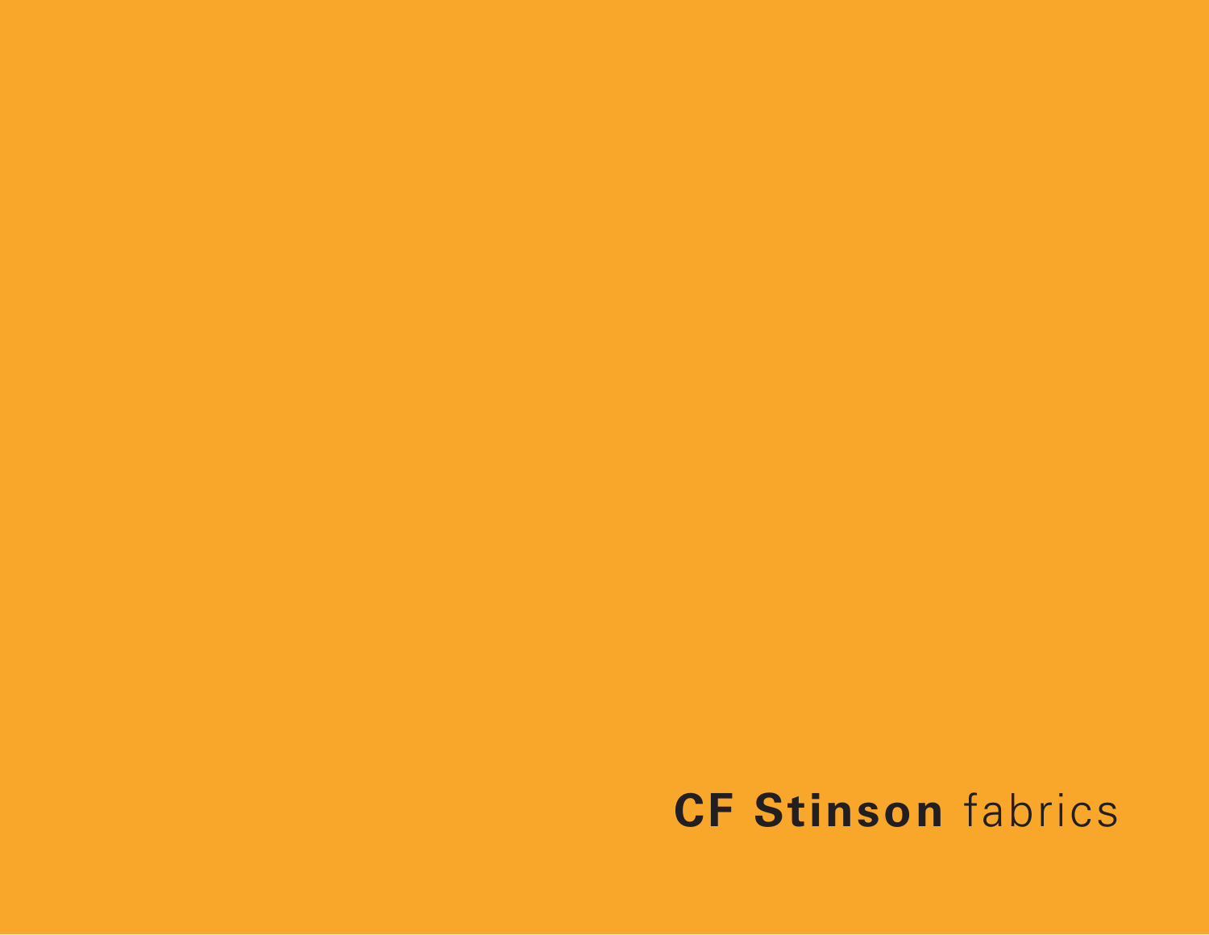**CF Stinson** fabrics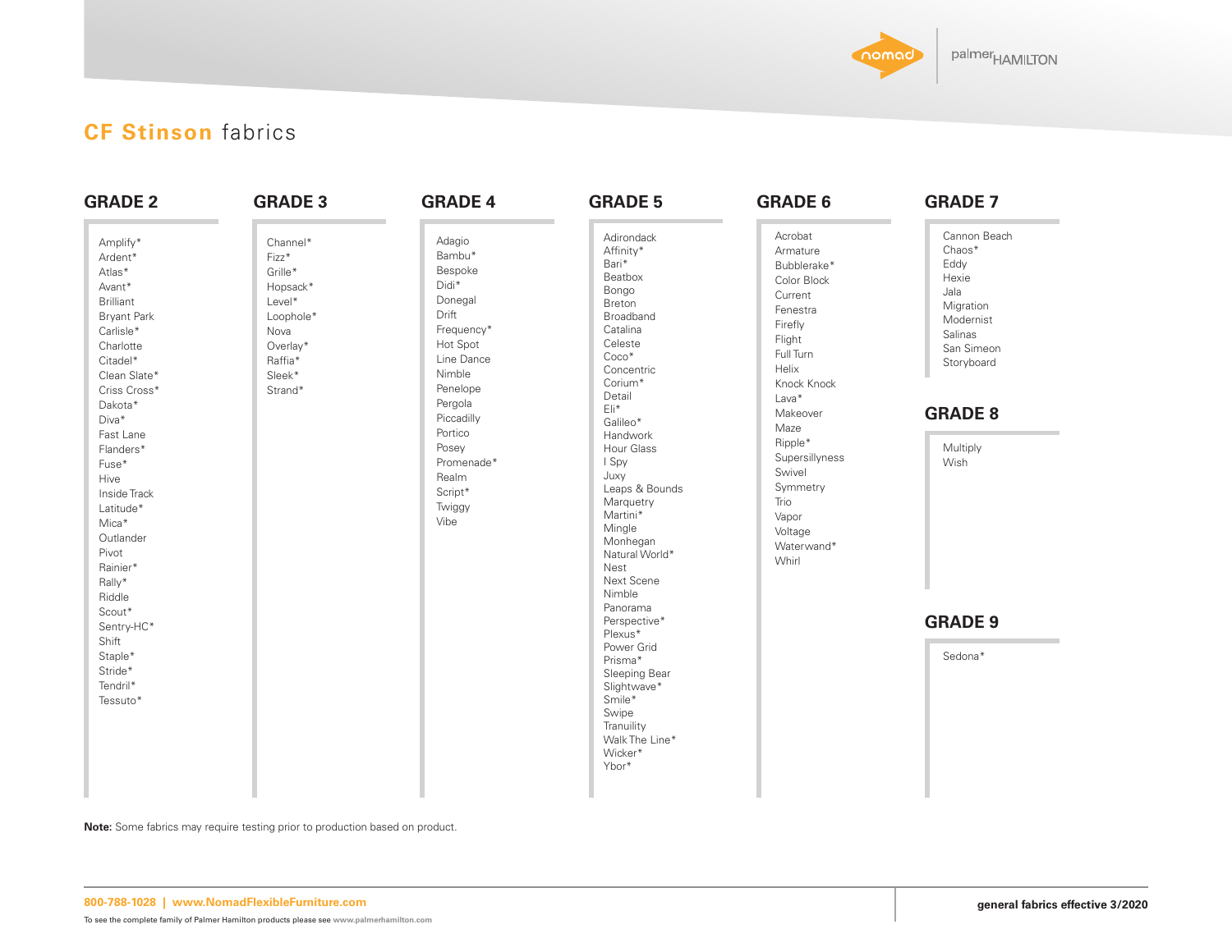# CF Stinson fabrics

## GRADE 2

- Amplify*
- Ardent*
- Atlas*
- Avant*
- Brilliant
- Bryant Park
- Carlisle*
- Charlotte
- Citadel*
- Clean Slate*
- Criss Cross*
- Dakota*
- Diva*
- Fast Lane
- Flanders*
- Fuse*
- Hive
- Inside Track
- Latitude*
- Mica*
- Outlander
- Pivot
- Rainier*
- Rally*
- Riddle
- Scout*
- Sentry-HC*
- Shift
- Staple*
- Stride*
- Tendril*
- Tessuto*

## GRADE 3

- Channel*
- Fizz*
- Grille*
- Hopsack*
- Level*
- Loophole*
- Nova
- Overlay*
- Raffia*
- Sleek*
- Strand*

## GRADE 4

- Adagio
- Bambu*
- Bespoke
- Didi*
- Donegal
- Drift
- Frequency*
- Hot Spot
- Line Dance
- Nimble
- Penelope
- Pergola
- Piccadilly
- Portico
- Posey
- Promenade*
- Realm
- Script*
- Twiggy
- Vibe

## GRADE 5

- Adirondack
- Affinity*
- Bari*
- Beatbox
- Bongo
- Breton
- Broadband
- Catalina
- Celeste
- Coco*
- Concentric
- Corium*
- Detail
- Eli*
- Galileo*
- Handwork
- Hour Glass
- I Spy
- Juxy
- Leaps & Bounds
- Marquetry
- Martini*
- Mingle
- Monhegan
- Natural World*
- Nest
- Next Scene
- Nimble
- Panorama
- Perspective*
- Plexus*
- Power Grid
- Prisma*
- Sleeping Bear
- Slightwave*
- Smile*
- Swipe
- Tranuility
- Walk The Line*
- Wicker*
- Ybor*

## GRADE 6

- Acrobat
- Armature
- Bubblerake*
- Color Block
- Current
- Fenestra
- Firefly
- Flight
- Full Turn
- Helix
- Knock Knock
- Lava*
- Makeover
- Maze
- Ripple*
- Supersillyness
- Swivel
- Symmetry
- Trio
- Vapor
- Voltage
- Waterwand*
- Whirl

## GRADE 7

- Cannon Beach
- Chaos*
- Eddy
- Hexie
- Jala
- Migration
- Modernist
- Salinas
- San Simeon
- Storyboard

## GRADE 8

- Multiply
- Wish

## GRADE 9

- Sedona*

**Note:** Some fabrics may require testing prior to production based on product.

800-788-1028 | www.NomadFlexibleFurniture.com

To see the complete family of Palmer Hamilton products please see www.palmerhamilton.com

general fabrics effective 3/2020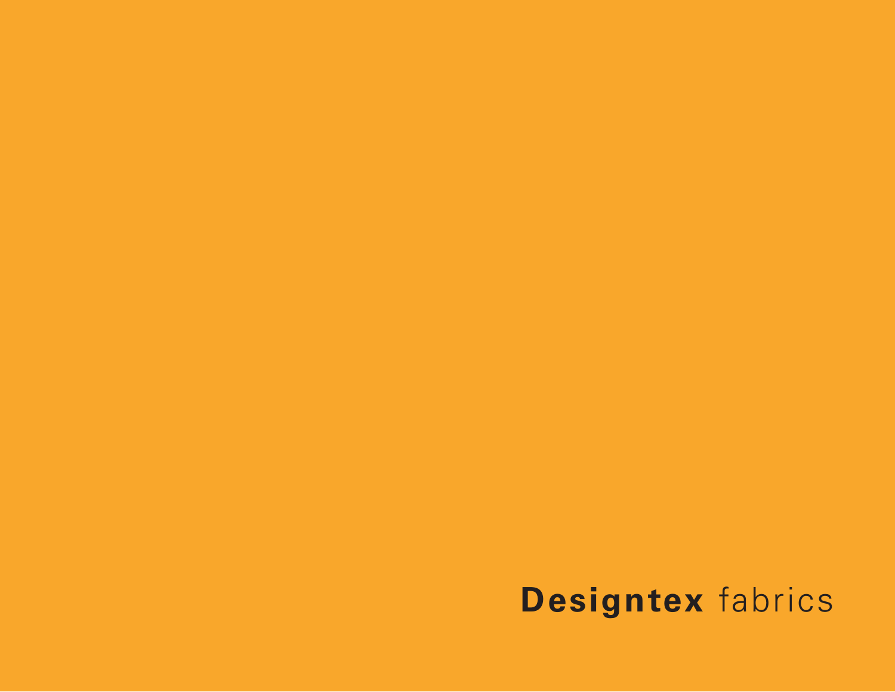**Designtex** fabrics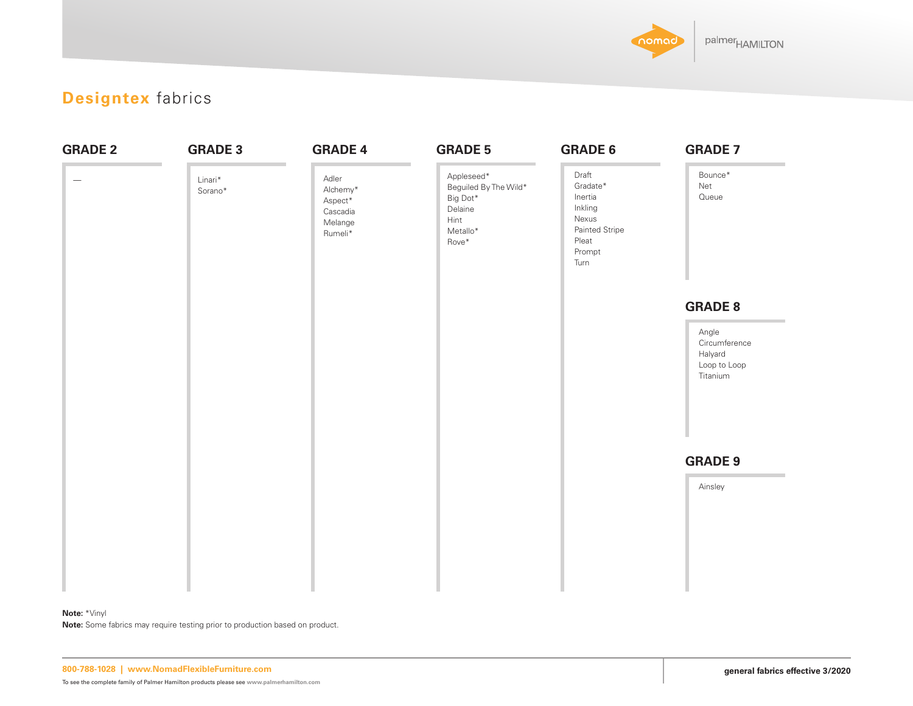# Designtex fabrics

## GRADE 2

—

## GRADE 3

Linari*
Sorano*

## GRADE 4

Adler
Alchemy*
Aspect*
Cascadia
Melange
Rumeli*

## GRADE 5

Appleseed*
Beguiled By The Wild*
Big Dot*
Delaine
Hint
Metallo*
Rove*

## GRADE 6

Draft
Gradate*
Inertia
Inkling
Nexus
Painted Stripe
Pleat
Prompt
Turn

## GRADE 7

Bounce*
Net
Queue

## GRADE 8

Angle
Circumference
Halyard
Loop to Loop
Titanium

## GRADE 9

Ainsley

**Note:** *Vinyl
**Note:** Some fabrics may require testing prior to production based on product.

800-788-1028 | www.NomadFlexibleFurniture.com

To see the complete family of Palmer Hamilton products please see www.palmerhamilton.com

**general fabrics effective 3/2020**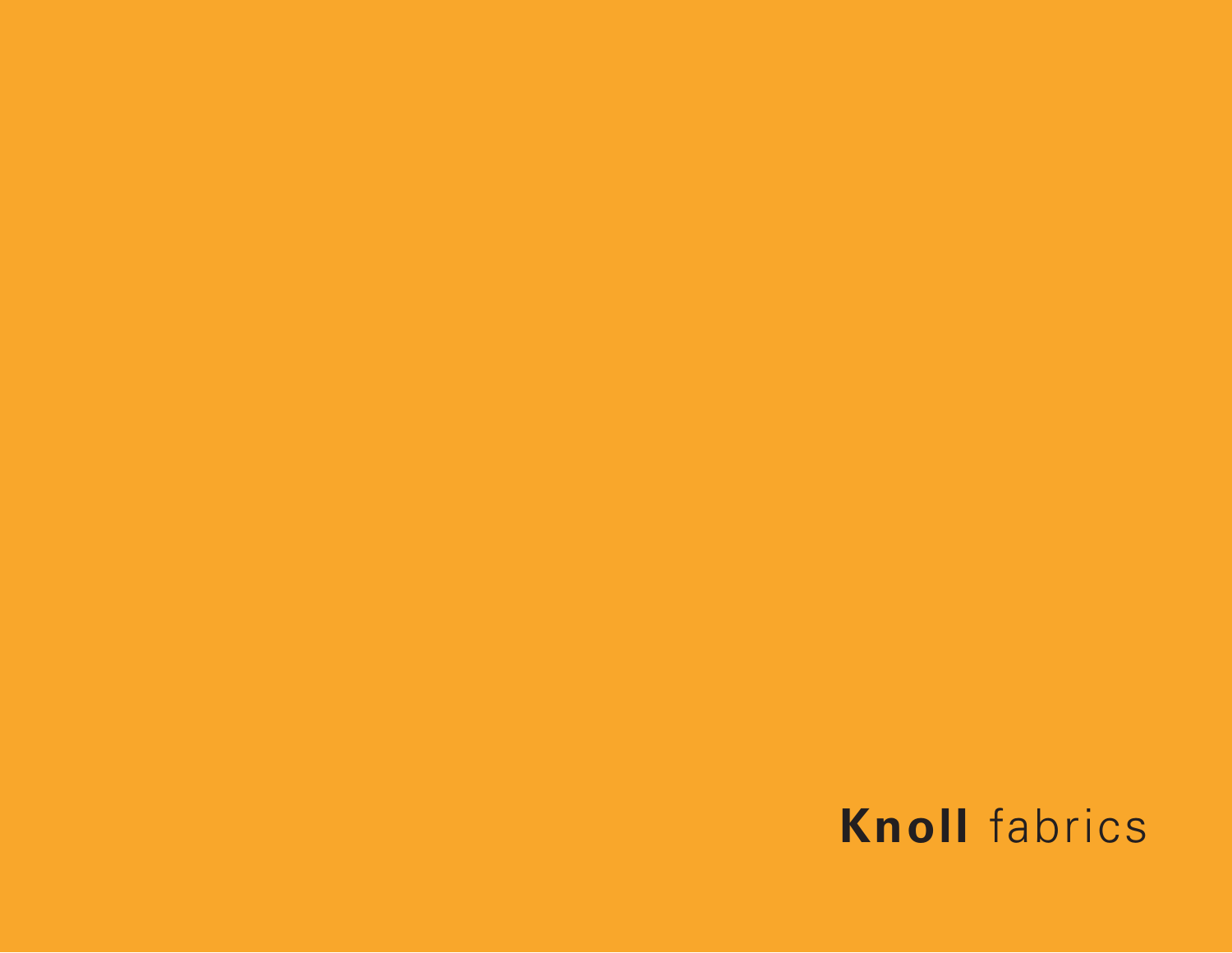**Knoll** fabrics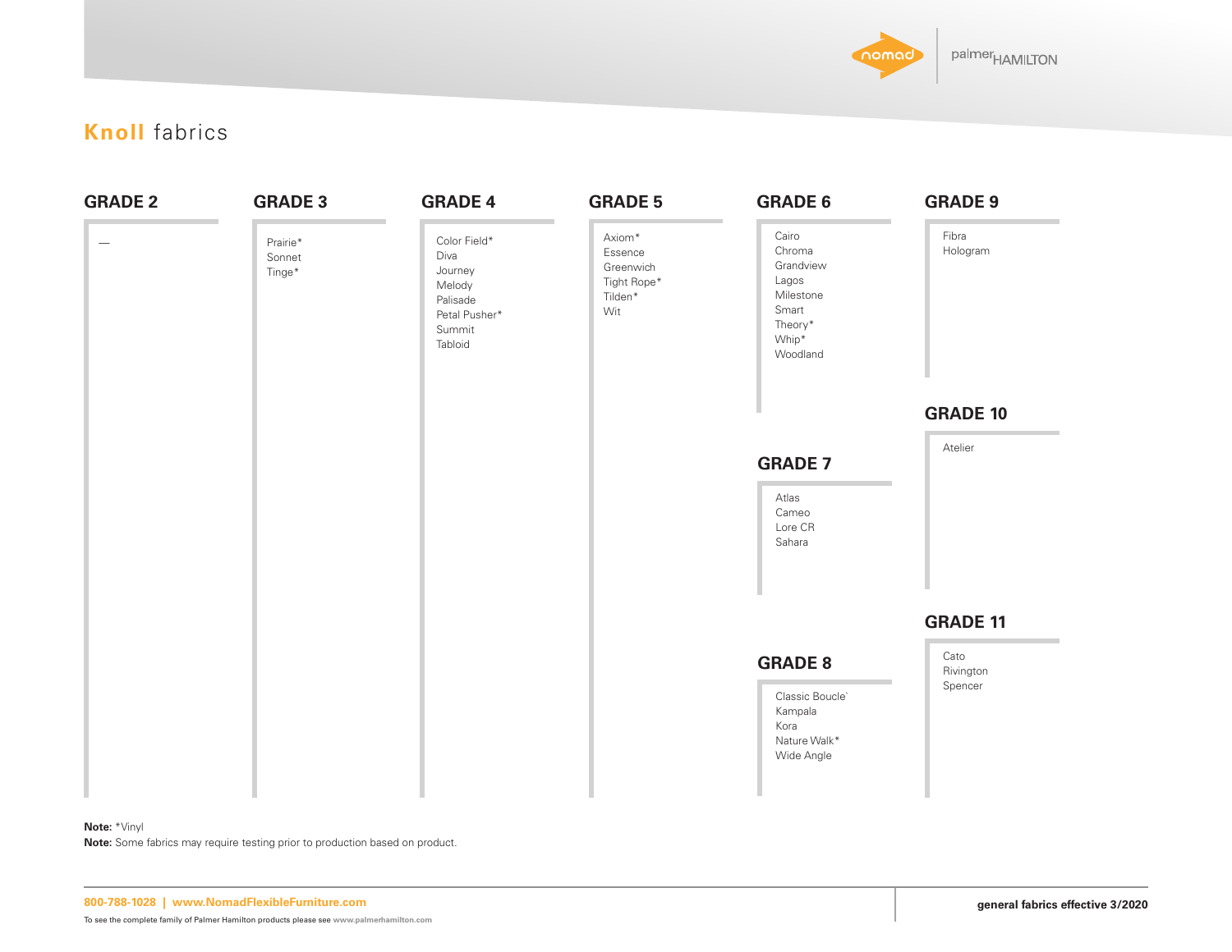# **Knoll** fabrics

## GRADE 2

—

## GRADE 3

Prairie*
Sonnet
Tinge*

## GRADE 4

Color Field*
Diva
Journey
Melody
Palisade
Petal Pusher*
Summit
Tabloid

## GRADE 5

Axiom*
Essence
Greenwich
Tight Rope*
Tilden*
Wit

## GRADE 6

Cairo
Chroma
Grandview
Lagos
Milestone
Smart
Theory*
Whip*
Woodland

## GRADE 7

Atlas
Cameo
Lore CR
Sahara

## GRADE 8

Classic Boucle`
Kampala
Kora
Nature Walk*
Wide Angle

## GRADE 9

Fibra
Hologram

## GRADE 10

Atelier

## GRADE 11

Cato
Rivington
Spencer

**Note:** *Vinyl
**Note:** Some fabrics may require testing prior to production based on product.

800-788-1028 | www.NomadFlexibleFurniture.com

To see the complete family of Palmer Hamilton products please see www.palmerhamilton.com

**general fabrics effective 3/2020**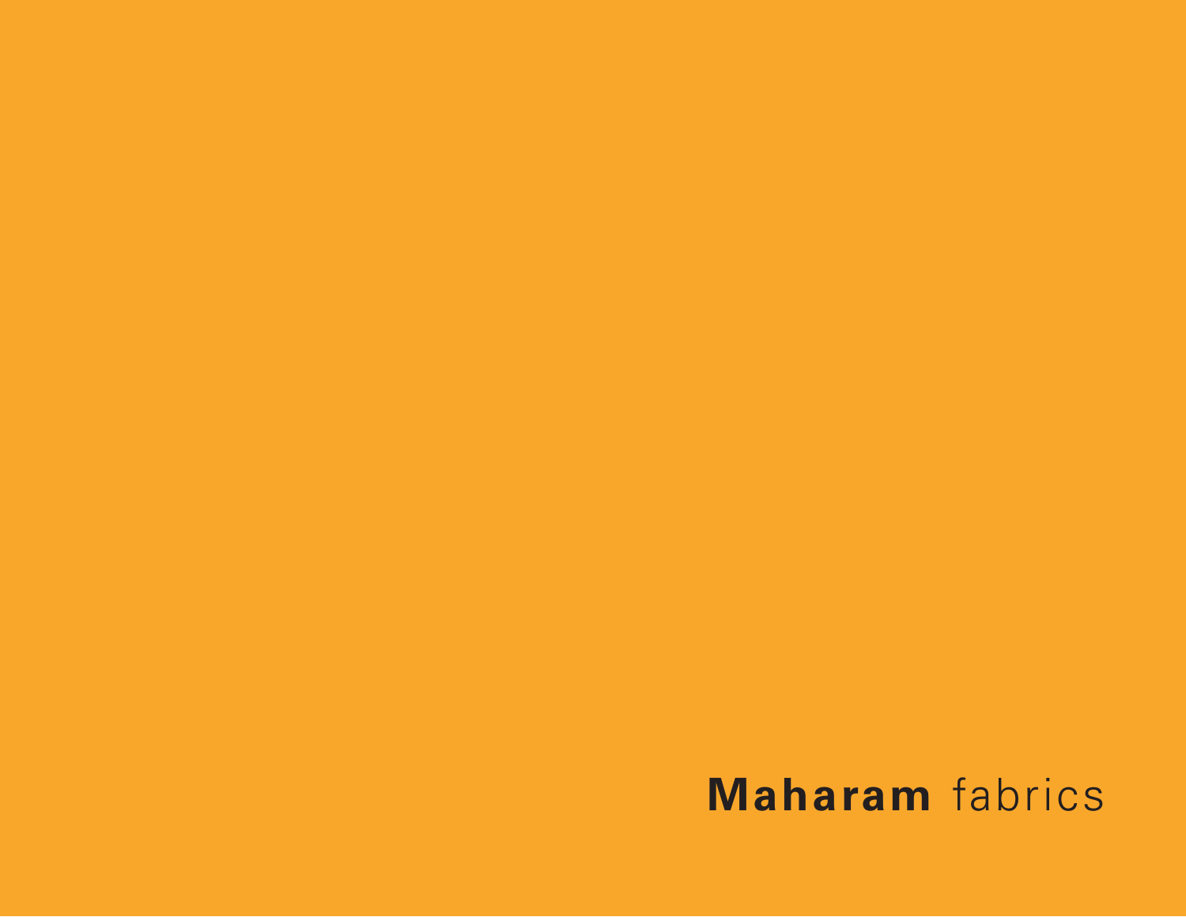**Maharam** fabrics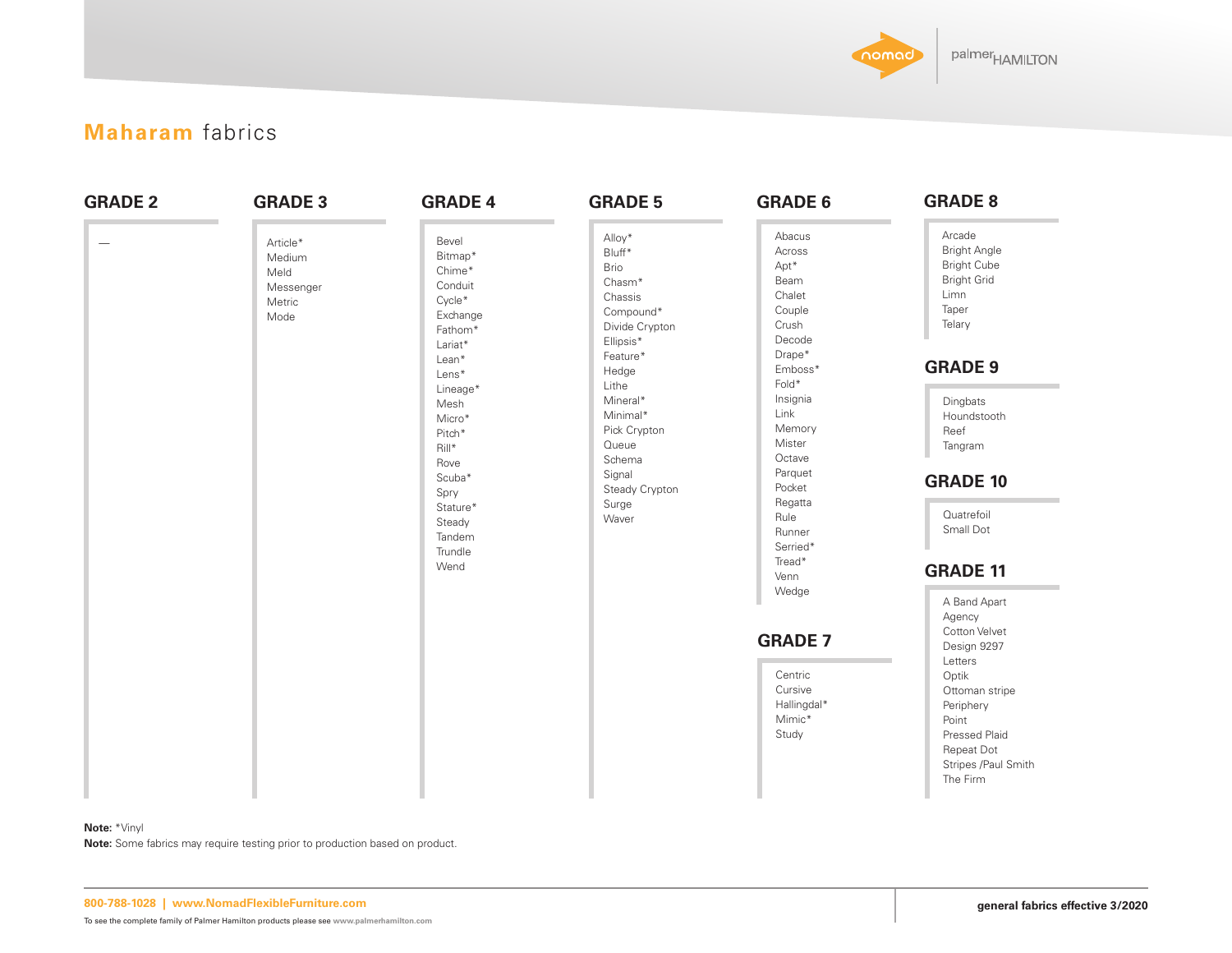# **Maharam** fabrics

## GRADE 2

—

## GRADE 3

- Article*
- Medium
- Meld
- Messenger
- Metric
- Mode

## GRADE 4

- Bevel
- Bitmap*
- Chime*
- Conduit
- Cycle*
- Exchange
- Fathom*
- Lariat*
- Lean*
- Lens*
- Lineage*
- Mesh
- Micro*
- Pitch*
- Rill*
- Rove
- Scuba*
- Spry
- Stature*
- Steady
- Tandem
- Trundle
- Wend

## GRADE 5

- Alloy*
- Bluff*
- Brio
- Chasm*
- Chassis
- Compound*
- Divide Crypton
- Ellipsis*
- Feature*
- Hedge
- Lithe
- Mineral*
- Minimal*
- Pick Crypton
- Queue
- Schema
- Signal
- Steady Crypton
- Surge
- Waver

## GRADE 6

- Abacus
- Across
- Apt*
- Beam
- Chalet
- Couple
- Crush
- Decode
- Drape*
- Emboss*
- Fold*
- Insignia
- Link
- Memory
- Mister
- Octave
- Parquet
- Pocket
- Regatta
- Rule
- Runner
- Serried*
- Tread*
- Venn
- Wedge

## GRADE 7

- Centric
- Cursive
- Hallingdal*
- Mimic*
- Study

## GRADE 8

- Arcade
- Bright Angle
- Bright Cube
- Bright Grid
- Limn
- Taper
- Telary

## GRADE 9

- Dingbats
- Houndstooth
- Reef
- Tangram

## GRADE 10

- Quatrefoil
- Small Dot

## GRADE 11

- A Band Apart
- Agency
- Cotton Velvet
- Design 9297
- Letters
- Optik
- Ottoman stripe
- Periphery
- Point
- Pressed Plaid
- Repeat Dot
- Stripes /Paul Smith
- The Firm

**Note:** *Vinyl

**Note:** Some fabrics may require testing prior to production based on product.

800-788-1028 | www.NomadFlexibleFurniture.com

To see the complete family of Palmer Hamilton products please see www.palmerhamilton.com

**general fabrics effective 3/2020**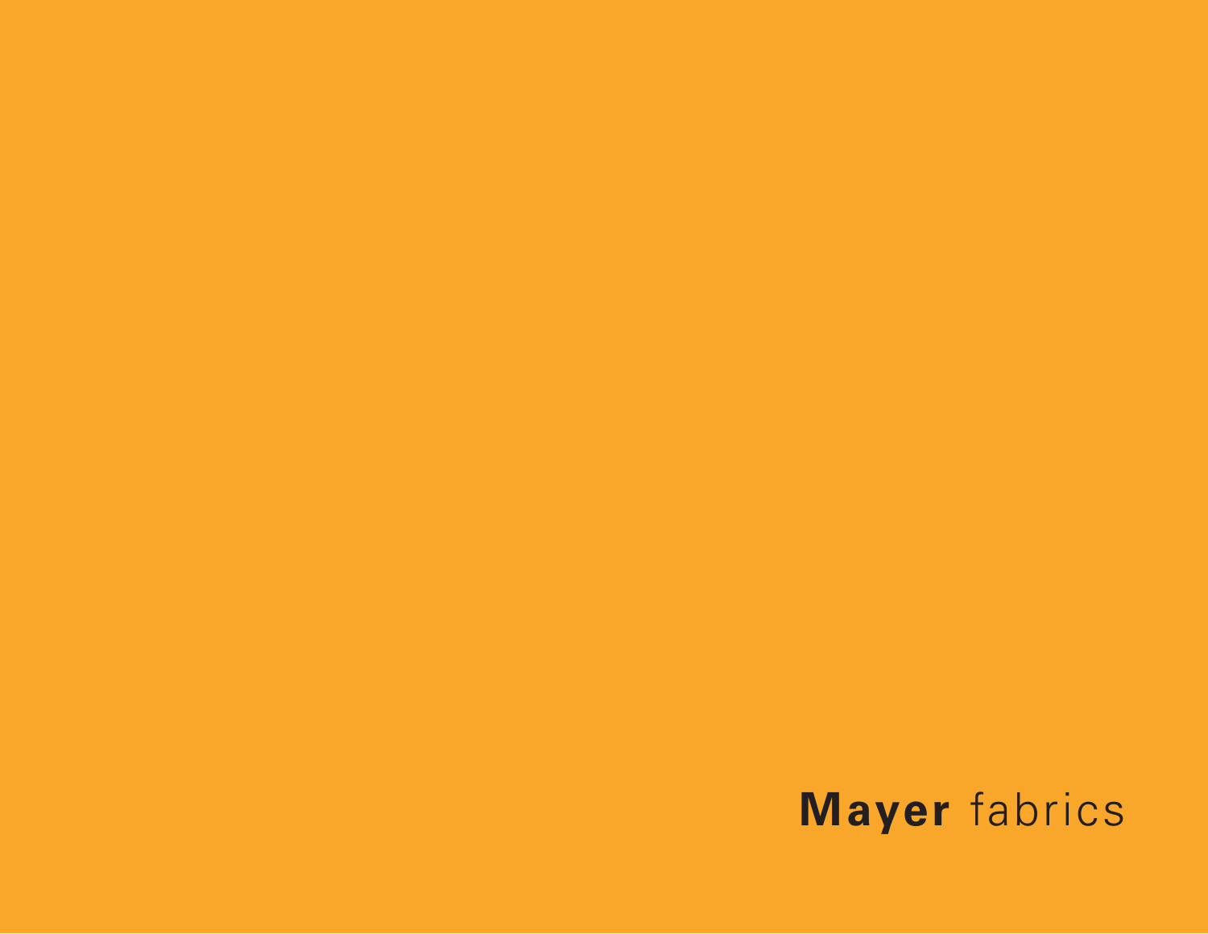**Mayer** fabrics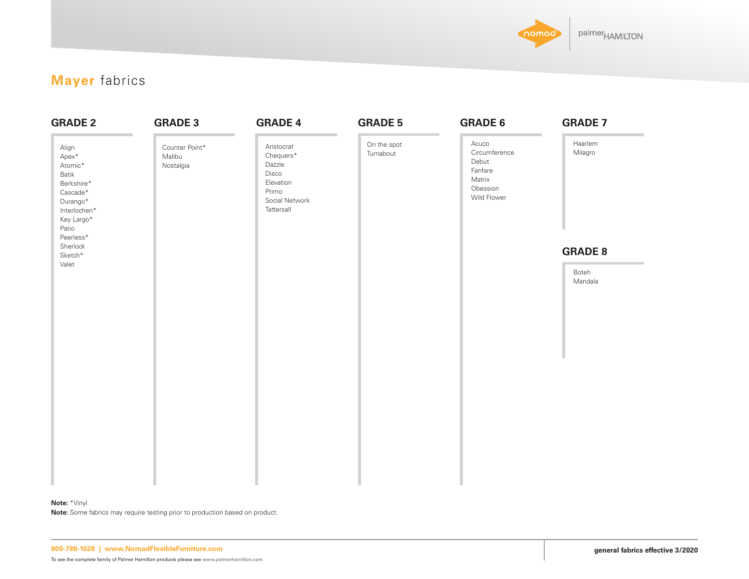# **Mayer** fabrics

## GRADE 2

- Align
- Apex*
- Atomic*
- Batik
- Berkshire*
- Cascade*
- Durango*
- Interlochen*
- Key Largo*
- Patio
- Peerless*
- Sherlock
- Sketch*
- Valet

## GRADE 3

- Counter Point*
- Malibu
- Nostalgia

## GRADE 4

- Aristocrat
- Chequers*
- Dazzle
- Disco
- Elevation
- Primo
- Social Network
- Tattersall

## GRADE 5

- On the spot
- Turnabout

## GRADE 6

- Acuco
- Circumference
- Debut
- Fanfare
- Matrix
- Obession
- Wild Flower

## GRADE 7

- Haarlem
- Milagro

## GRADE 8

- Boteh
- Mandala

**Note:** *Vinyl

**Note:** Some fabrics may require testing prior to production based on product.

**800-788-1028 | www.NomadFlexibleFurniture.com**

To see the complete family of Palmer Hamilton products please see www.palmerhamilton.com

**general fabrics effective 3/2020**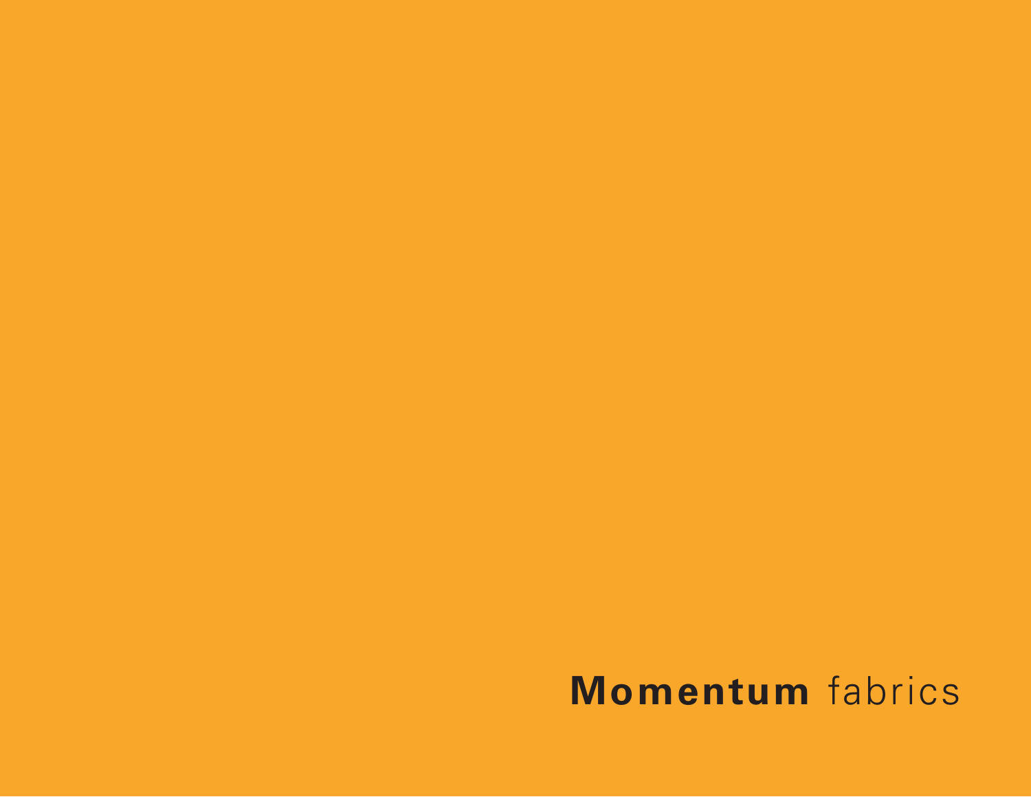**Momentum** fabrics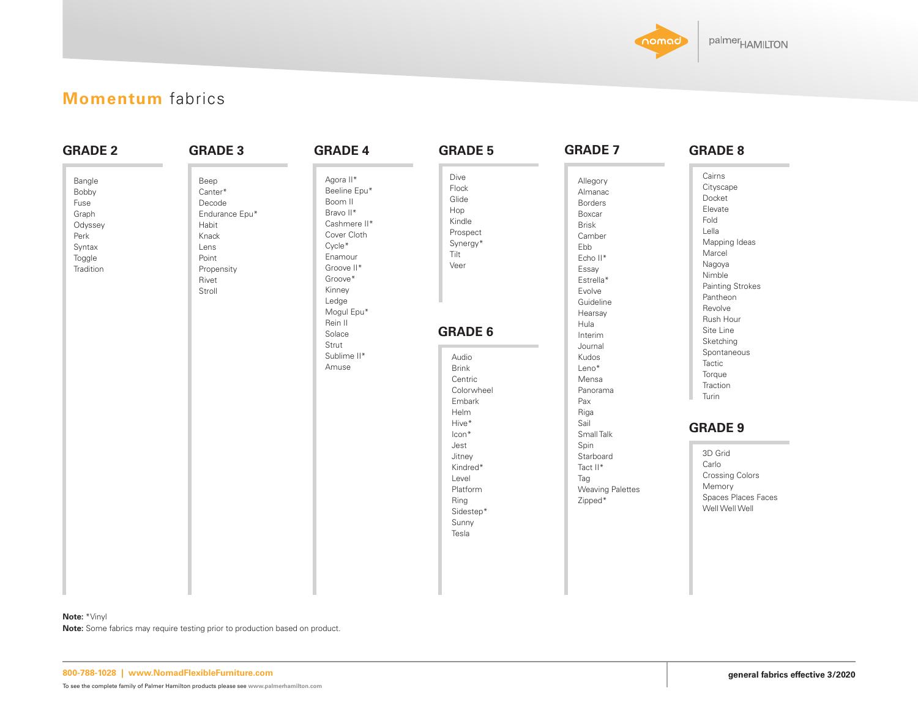# **Momentum** fabrics

## GRADE 2

Bangle
Bobby
Fuse
Graph
Odyssey
Perk
Syntax
Toggle
Tradition

## GRADE 3

Beep
Canter*
Decode
Endurance Epu*
Habit
Knack
Lens
Point
Propensity
Rivet
Stroll

## GRADE 4

Agora II*
Beeline Epu*
Boom II
Bravo II*
Cashmere II*
Cover Cloth
Cycle*
Enamour
Groove II*
Groove*
Kinney
Ledge
Mogul Epu*
Rein II
Solace
Strut
Sublime II*
Amuse

## GRADE 5

Dive
Flock
Glide
Hop
Kindle
Prospect
Synergy*
Tilt
Veer

## GRADE 6

Audio
Brink
Centric
Colorwheel
Embark
Helm
Hive*
Icon*
Jest
Jitney
Kindred*
Level
Platform
Ring
Sidestep*
Sunny
Tesla

## GRADE 7

Allegory
Almanac
Borders
Boxcar
Brisk
Camber
Ebb
Echo II*
Essay
Estrella*
Evolve
Guideline
Hearsay
Hula
Interim
Journal
Kudos
Leno*
Mensa
Panorama
Pax
Riga
Sail
Small Talk
Spin
Starboard
Tact II*
Tag
Weaving Palettes
Zipped*

## GRADE 8

Cairns
Cityscape
Docket
Elevate
Fold
Lella
Mapping Ideas
Marcel
Nagoya
Nimble
Painting Strokes
Pantheon
Revolve
Rush Hour
Site Line
Sketching
Spontaneous
Tactic
Torque
Traction
Turin

## GRADE 9

3D Grid
Carlo
Crossing Colors
Memory
Spaces Places Faces
Well Well Well

**Note:** *Vinyl
**Note:** Some fabrics may require testing prior to production based on product.

800-788-1028 | www.NomadFlexibleFurniture.com

To see the complete family of Palmer Hamilton products please see www.palmerhamilton.com

**general fabrics effective 3/2020**